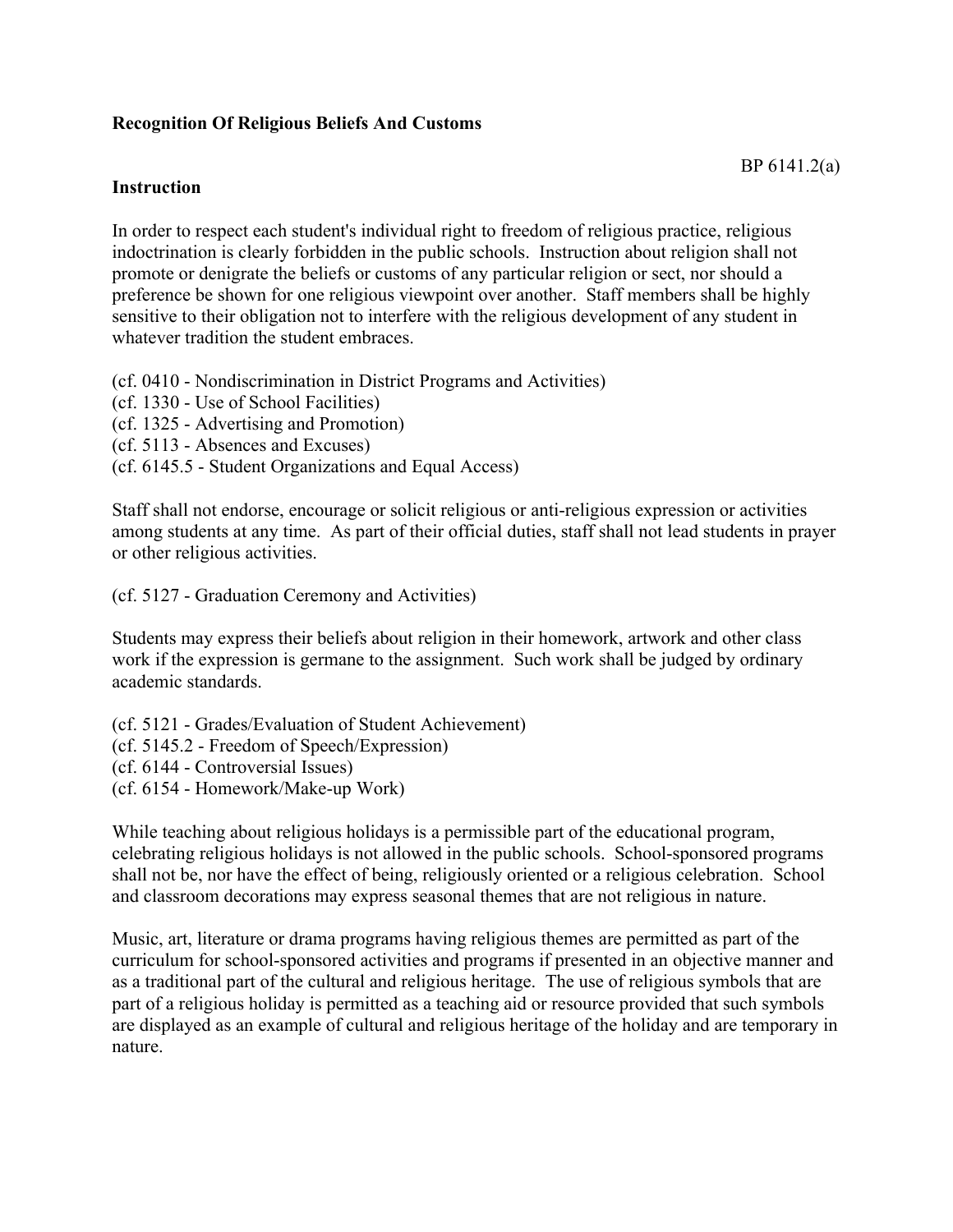**Recognition Of Religious Beliefs And Customs**

BP 6141.2(a)

**Instruction**

In order to respect each student's individual right to freedom of religious practice, religious indoctrination is clearly forbidden in the public schools. Instruction about religion shall not promote or denigrate the beliefs or customs of any particular religion or sect, nor should a preference be shown for one religious viewpoint over another. Staff members shall be highly sensitive to their obligation not to interfere with the religious development of any student in whatever tradition the student embraces.

(cf. 0410 - Nondiscrimination in District Programs and Activities)
(cf. 1330 - Use of School Facilities)
(cf. 1325 - Advertising and Promotion)
(cf. 5113 - Absences and Excuses)
(cf. 6145.5 - Student Organizations and Equal Access)

Staff shall not endorse, encourage or solicit religious or anti-religious expression or activities among students at any time. As part of their official duties, staff shall not lead students in prayer or other religious activities.

(cf. 5127 - Graduation Ceremony and Activities)

Students may express their beliefs about religion in their homework, artwork and other class work if the expression is germane to the assignment. Such work shall be judged by ordinary academic standards.

(cf. 5121 - Grades/Evaluation of Student Achievement)
(cf. 5145.2 - Freedom of Speech/Expression)
(cf. 6144 - Controversial Issues)
(cf. 6154 - Homework/Make-up Work)

While teaching about religious holidays is a permissible part of the educational program, celebrating religious holidays is not allowed in the public schools. School-sponsored programs shall not be, nor have the effect of being, religiously oriented or a religious celebration. School and classroom decorations may express seasonal themes that are not religious in nature.

Music, art, literature or drama programs having religious themes are permitted as part of the curriculum for school-sponsored activities and programs if presented in an objective manner and as a traditional part of the cultural and religious heritage. The use of religious symbols that are part of a religious holiday is permitted as a teaching aid or resource provided that such symbols are displayed as an example of cultural and religious heritage of the holiday and are temporary in nature.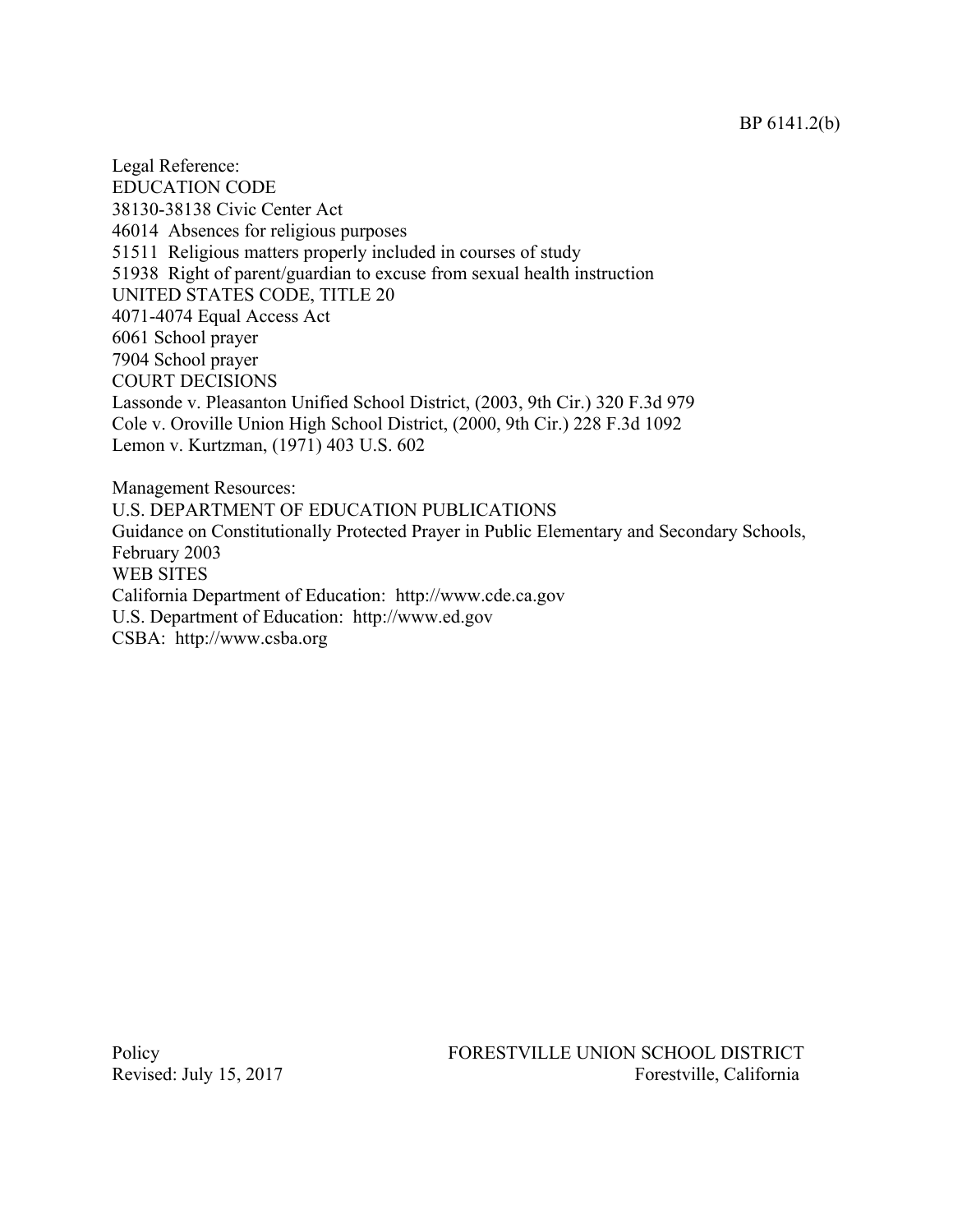Legal Reference:

EDUCATION CODE

38130-38138 Civic Center Act

46014 Absences for religious purposes

51511 Religious matters properly included in courses of study

51938 Right of parent/guardian to excuse from sexual health instruction

UNITED STATES CODE, TITLE 20

4071-4074 Equal Access Act

6061 School prayer

7904 School prayer

COURT DECISIONS

Lassonde v. Pleasanton Unified School District, (2003, 9th Cir.) 320 F.3d 979

Cole v. Oroville Union High School District, (2000, 9th Cir.) 228 F.3d 1092

Lemon v. Kurtzman, (1971) 403 U.S. 602

Management Resources:

U.S. DEPARTMENT OF EDUCATION PUBLICATIONS

Guidance on Constitutionally Protected Prayer in Public Elementary and Secondary Schools, February 2003

WEB SITES

California Department of Education: http://www.cde.ca.gov

U.S. Department of Education: http://www.ed.gov

CSBA: http://www.csba.org

Policy
Revised: July 15, 2017

FORESTVILLE UNION SCHOOL DISTRICT
Forestville, California